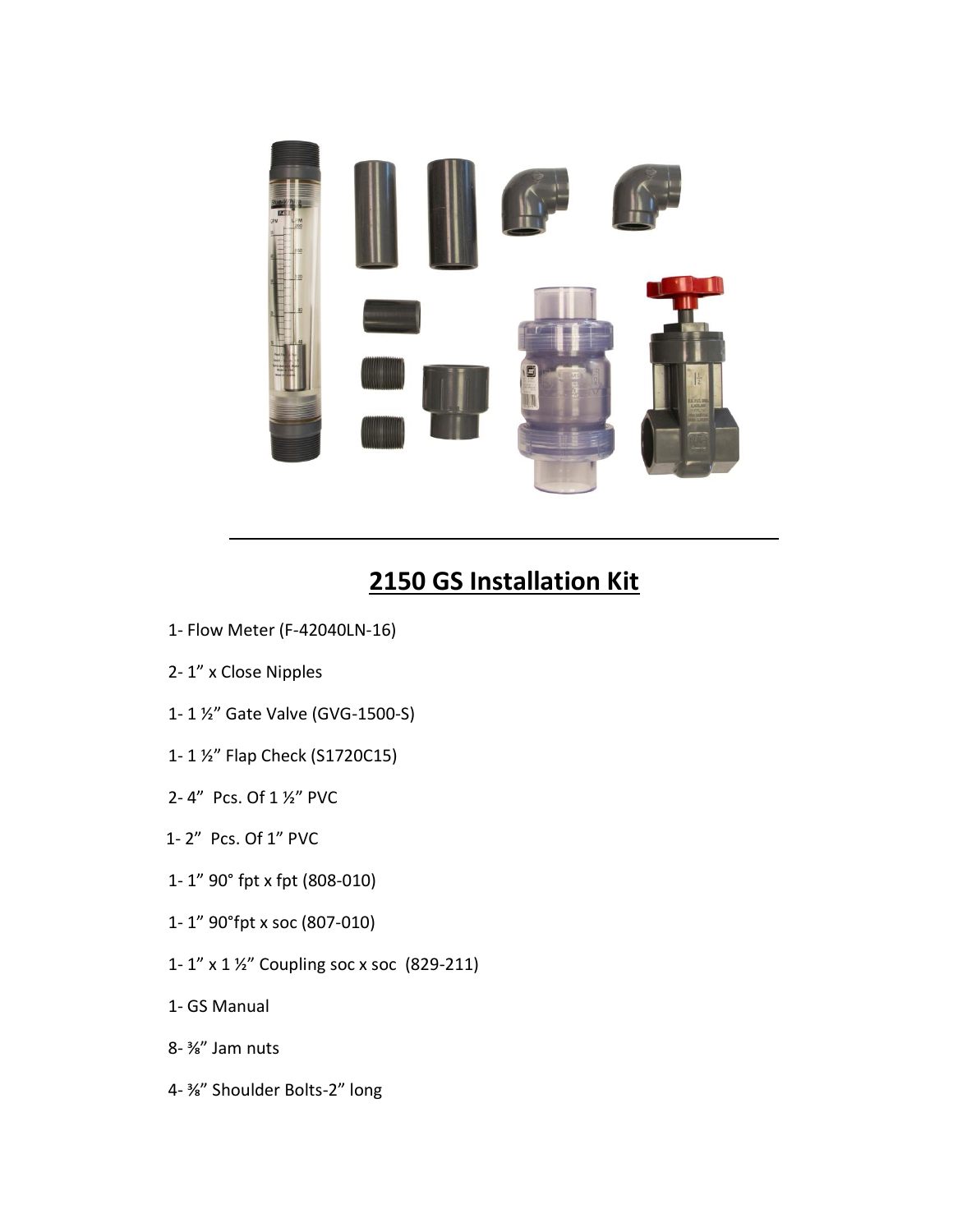## 2150 GS Installation Kit

- 1- Flow Meter (F-42040LN-16)
- 2- 1” x Close Nipples
- 1- 1 ½” Gate Valve (GVG-1500-S)
- 1- 1 ½” Flap Check (S1720C15)
- 2- 4” Pcs. Of 1 ½” PVC
- 1- 2” Pcs. Of 1” PVC
- 1- 1” 90° fpt x fpt (808-010)
- 1- 1” 90°fpt x soc (807-010)
- 1- 1” x 1 ½” Coupling soc x soc (829-211)
- 1- GS Manual
- 8- ⅜” Jam nuts
- 4- ⅜” Shoulder Bolts-2” long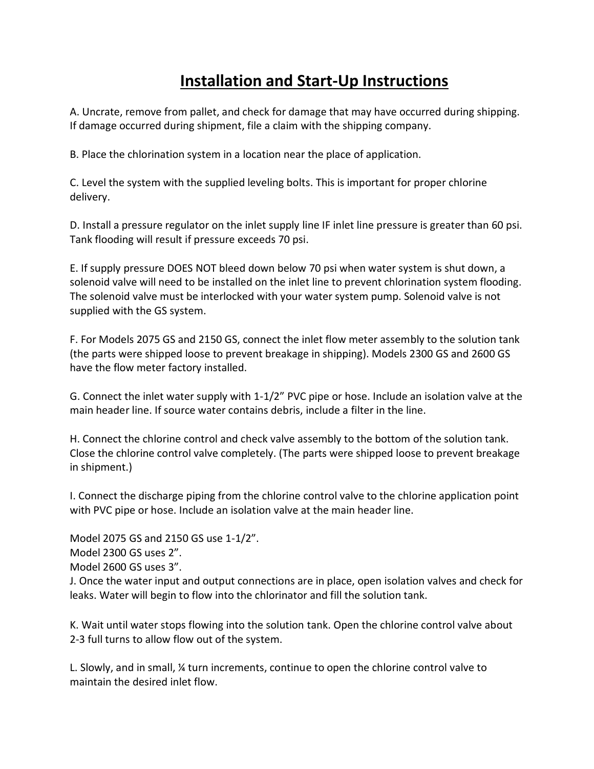# Installation and Start-Up Instructions

A. Uncrate, remove from pallet, and check for damage that may have occurred during shipping. If damage occurred during shipment, file a claim with the shipping company.

B. Place the chlorination system in a location near the place of application.

C. Level the system with the supplied leveling bolts. This is important for proper chlorine delivery.

D. Install a pressure regulator on the inlet supply line IF inlet line pressure is greater than 60 psi. Tank flooding will result if pressure exceeds 70 psi.

E. If supply pressure DOES NOT bleed down below 70 psi when water system is shut down, a solenoid valve will need to be installed on the inlet line to prevent chlorination system flooding. The solenoid valve must be interlocked with your water system pump. Solenoid valve is not supplied with the GS system.

F. For Models 2075 GS and 2150 GS, connect the inlet flow meter assembly to the solution tank (the parts were shipped loose to prevent breakage in shipping). Models 2300 GS and 2600 GS have the flow meter factory installed.

G. Connect the inlet water supply with 1-1/2" PVC pipe or hose. Include an isolation valve at the main header line. If source water contains debris, include a filter in the line.

H. Connect the chlorine control and check valve assembly to the bottom of the solution tank. Close the chlorine control valve completely. (The parts were shipped loose to prevent breakage in shipment.)

I. Connect the discharge piping from the chlorine control valve to the chlorine application point with PVC pipe or hose. Include an isolation valve at the main header line.

Model 2075 GS and 2150 GS use 1-1/2".
Model 2300 GS uses 2".
Model 2600 GS uses 3".

J. Once the water input and output connections are in place, open isolation valves and check for leaks. Water will begin to flow into the chlorinator and fill the solution tank.

K. Wait until water stops flowing into the solution tank. Open the chlorine control valve about 2-3 full turns to allow flow out of the system.

L. Slowly, and in small, ¼ turn increments, continue to open the chlorine control valve to maintain the desired inlet flow.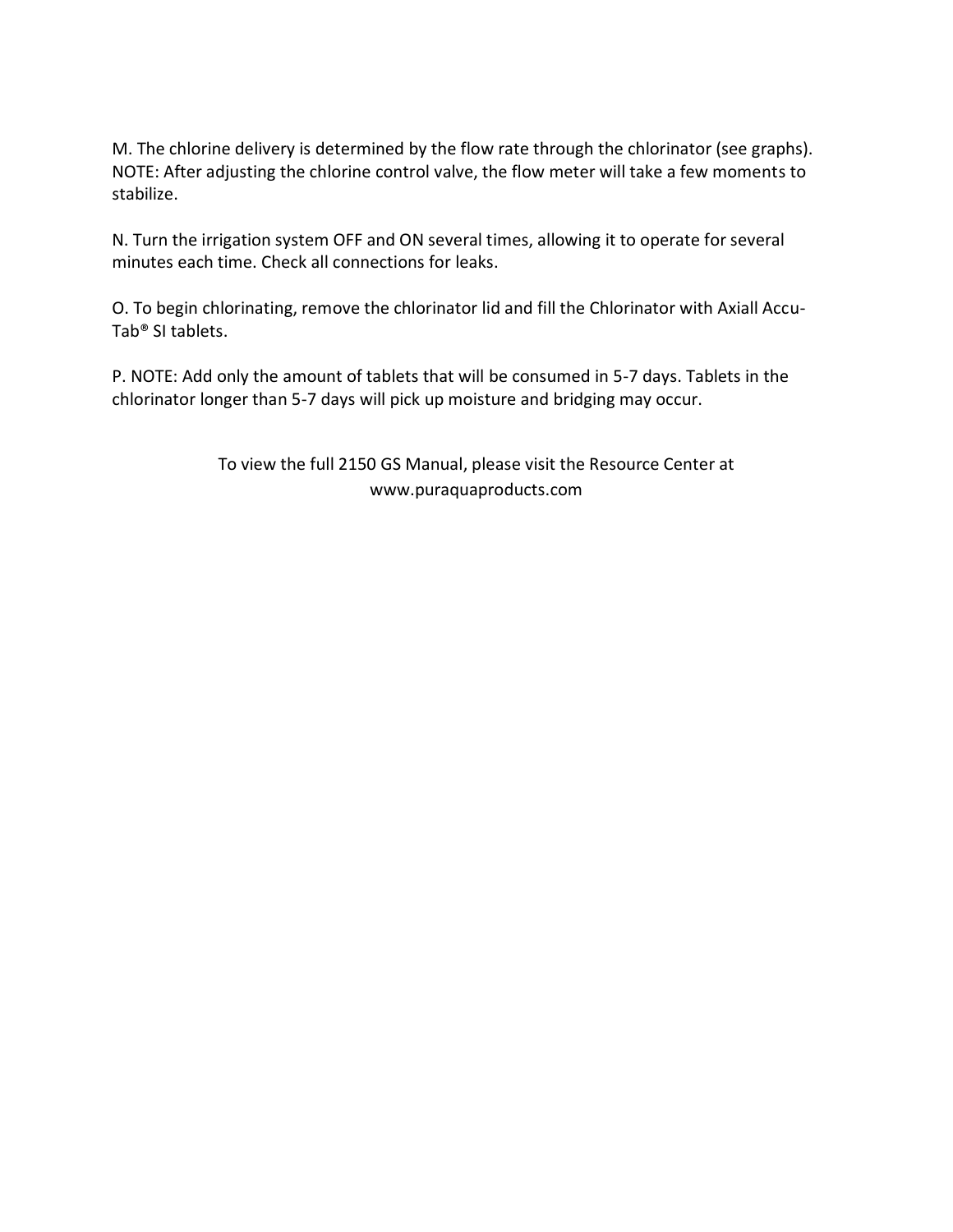M. The chlorine delivery is determined by the flow rate through the chlorinator (see graphs). NOTE: After adjusting the chlorine control valve, the flow meter will take a few moments to stabilize.

N. Turn the irrigation system OFF and ON several times, allowing it to operate for several minutes each time. Check all connections for leaks.

O. To begin chlorinating, remove the chlorinator lid and fill the Chlorinator with Axiall Accu-Tab® SI tablets.

P. NOTE: Add only the amount of tablets that will be consumed in 5-7 days. Tablets in the chlorinator longer than 5-7 days will pick up moisture and bridging may occur.

To view the full 2150 GS Manual, please visit the Resource Center at www.puraquaproducts.com